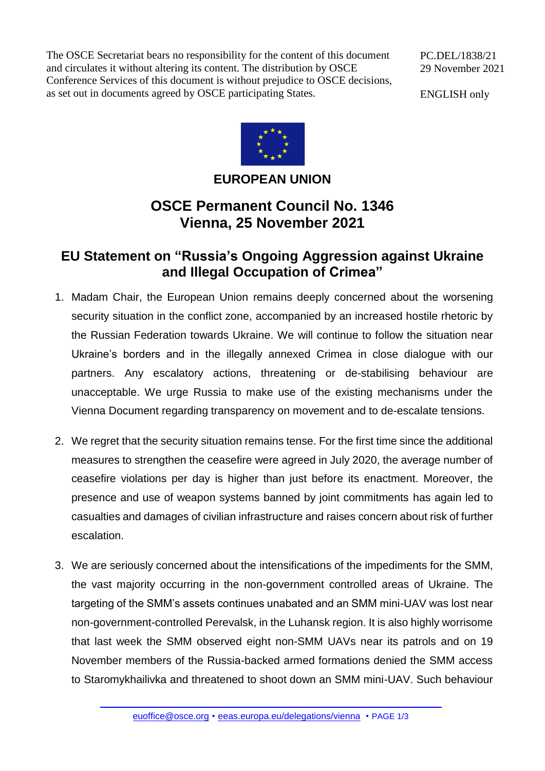The OSCE Secretariat bears no responsibility for the content of this document and circulates it without altering its content. The distribution by OSCE Conference Services of this document is without prejudice to OSCE decisions, as set out in documents agreed by OSCE participating States.

PC.DEL/1838/21
29 November 2021

ENGLISH only

**EUROPEAN UNION**

# OSCE Permanent Council No. 1346
# Vienna, 25 November 2021

## EU Statement on "Russia's Ongoing Aggression against Ukraine and Illegal Occupation of Crimea"

1. Madam Chair, the European Union remains deeply concerned about the worsening security situation in the conflict zone, accompanied by an increased hostile rhetoric by the Russian Federation towards Ukraine. We will continue to follow the situation near Ukraine's borders and in the illegally annexed Crimea in close dialogue with our partners. Any escalatory actions, threatening or de-stabilising behaviour are unacceptable. We urge Russia to make use of the existing mechanisms under the Vienna Document regarding transparency on movement and to de-escalate tensions.

2. We regret that the security situation remains tense. For the first time since the additional measures to strengthen the ceasefire were agreed in July 2020, the average number of ceasefire violations per day is higher than just before its enactment. Moreover, the presence and use of weapon systems banned by joint commitments has again led to casualties and damages of civilian infrastructure and raises concern about risk of further escalation.

3. We are seriously concerned about the intensifications of the impediments for the SMM, the vast majority occurring in the non-government controlled areas of Ukraine. The targeting of the SMM's assets continues unabated and an SMM mini-UAV was lost near non-government-controlled Perevalsk, in the Luhansk region. It is also highly worrisome that last week the SMM observed eight non-SMM UAVs near its patrols and on 19 November members of the Russia-backed armed formations denied the SMM access to Staromykhailivka and threatened to shoot down an SMM mini-UAV. Such behaviour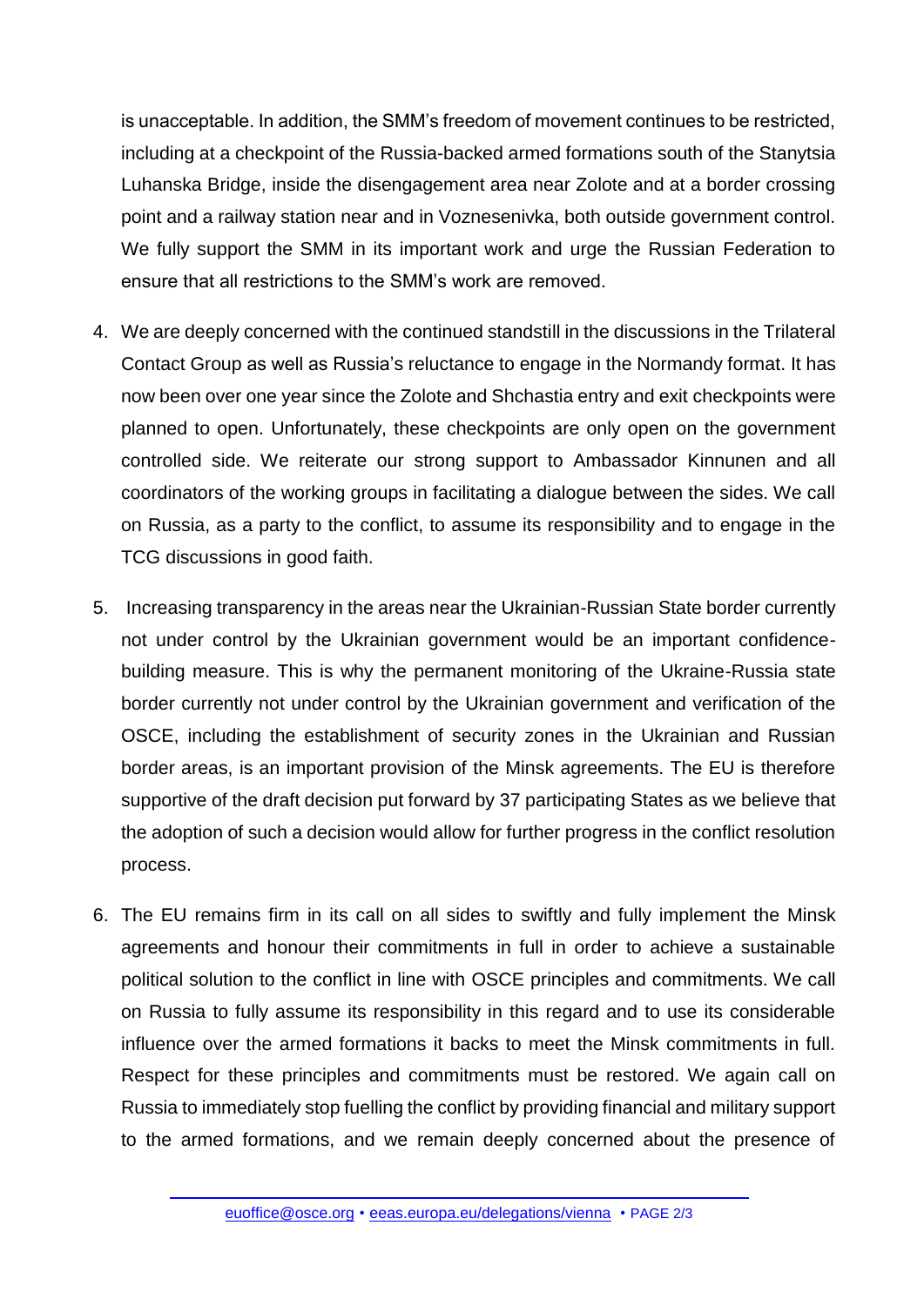is unacceptable. In addition, the SMM's freedom of movement continues to be restricted, including at a checkpoint of the Russia-backed armed formations south of the Stanytsia Luhanska Bridge, inside the disengagement area near Zolote and at a border crossing point and a railway station near and in Voznesenivka, both outside government control. We fully support the SMM in its important work and urge the Russian Federation to ensure that all restrictions to the SMM's work are removed.

4. We are deeply concerned with the continued standstill in the discussions in the Trilateral Contact Group as well as Russia's reluctance to engage in the Normandy format. It has now been over one year since the Zolote and Shchastia entry and exit checkpoints were planned to open. Unfortunately, these checkpoints are only open on the government controlled side. We reiterate our strong support to Ambassador Kinnunen and all coordinators of the working groups in facilitating a dialogue between the sides. We call on Russia, as a party to the conflict, to assume its responsibility and to engage in the TCG discussions in good faith.

5. Increasing transparency in the areas near the Ukrainian-Russian State border currently not under control by the Ukrainian government would be an important confidence-building measure. This is why the permanent monitoring of the Ukraine-Russia state border currently not under control by the Ukrainian government and verification of the OSCE, including the establishment of security zones in the Ukrainian and Russian border areas, is an important provision of the Minsk agreements. The EU is therefore supportive of the draft decision put forward by 37 participating States as we believe that the adoption of such a decision would allow for further progress in the conflict resolution process.

6. The EU remains firm in its call on all sides to swiftly and fully implement the Minsk agreements and honour their commitments in full in order to achieve a sustainable political solution to the conflict in line with OSCE principles and commitments. We call on Russia to fully assume its responsibility in this regard and to use its considerable influence over the armed formations it backs to meet the Minsk commitments in full. Respect for these principles and commitments must be restored. We again call on Russia to immediately stop fuelling the conflict by providing financial and military support to the armed formations, and we remain deeply concerned about the presence of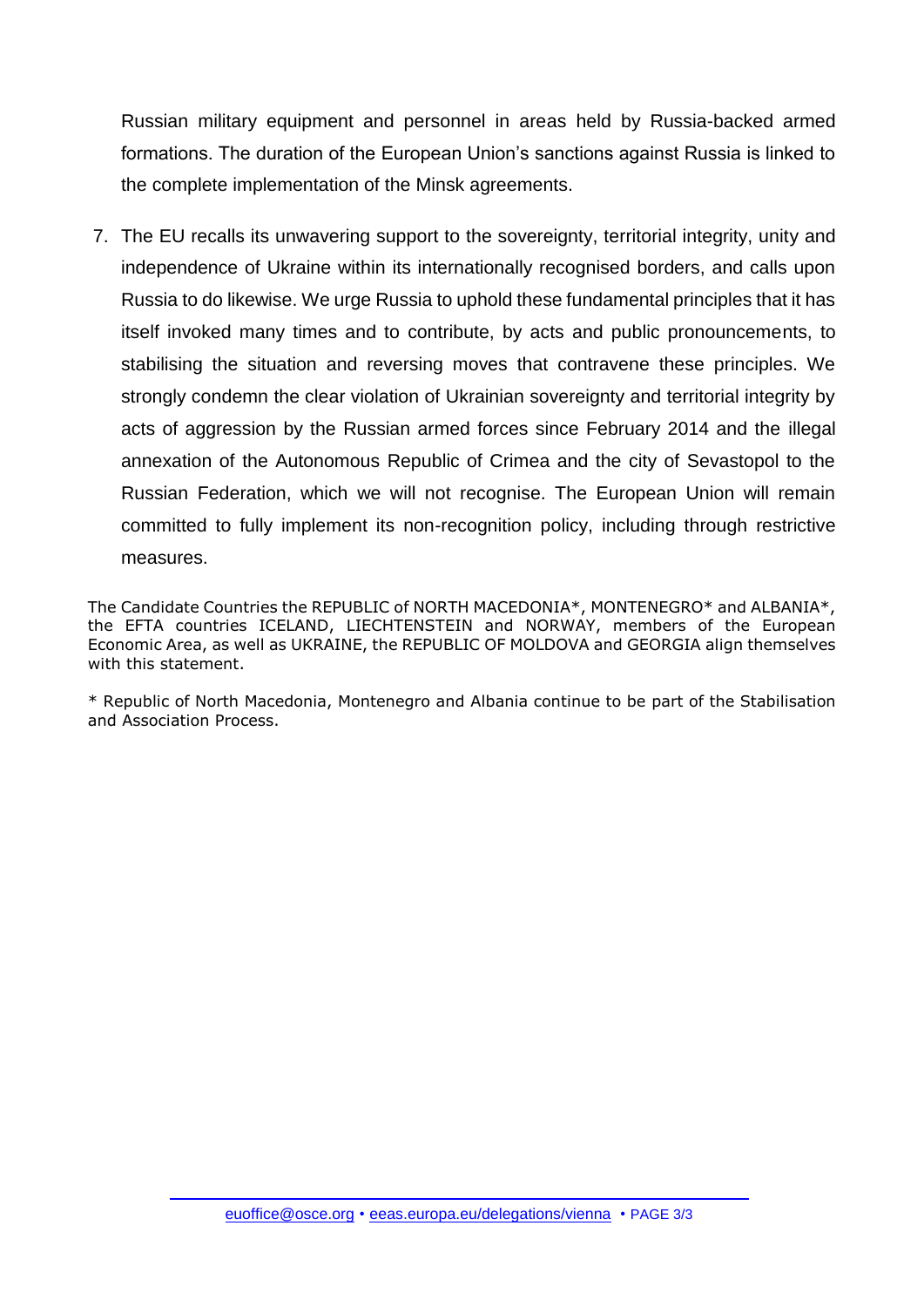Russian military equipment and personnel in areas held by Russia-backed armed formations. The duration of the European Union's sanctions against Russia is linked to the complete implementation of the Minsk agreements.

7. The EU recalls its unwavering support to the sovereignty, territorial integrity, unity and independence of Ukraine within its internationally recognised borders, and calls upon Russia to do likewise. We urge Russia to uphold these fundamental principles that it has itself invoked many times and to contribute, by acts and public pronouncements, to stabilising the situation and reversing moves that contravene these principles. We strongly condemn the clear violation of Ukrainian sovereignty and territorial integrity by acts of aggression by the Russian armed forces since February 2014 and the illegal annexation of the Autonomous Republic of Crimea and the city of Sevastopol to the Russian Federation, which we will not recognise. The European Union will remain committed to fully implement its non-recognition policy, including through restrictive measures.

The Candidate Countries the REPUBLIC of NORTH MACEDONIA*, MONTENEGRO* and ALBANIA*, the EFTA countries ICELAND, LIECHTENSTEIN and NORWAY, members of the European Economic Area, as well as UKRAINE, the REPUBLIC OF MOLDOVA and GEORGIA align themselves with this statement.

* Republic of North Macedonia, Montenegro and Albania continue to be part of the Stabilisation and Association Process.